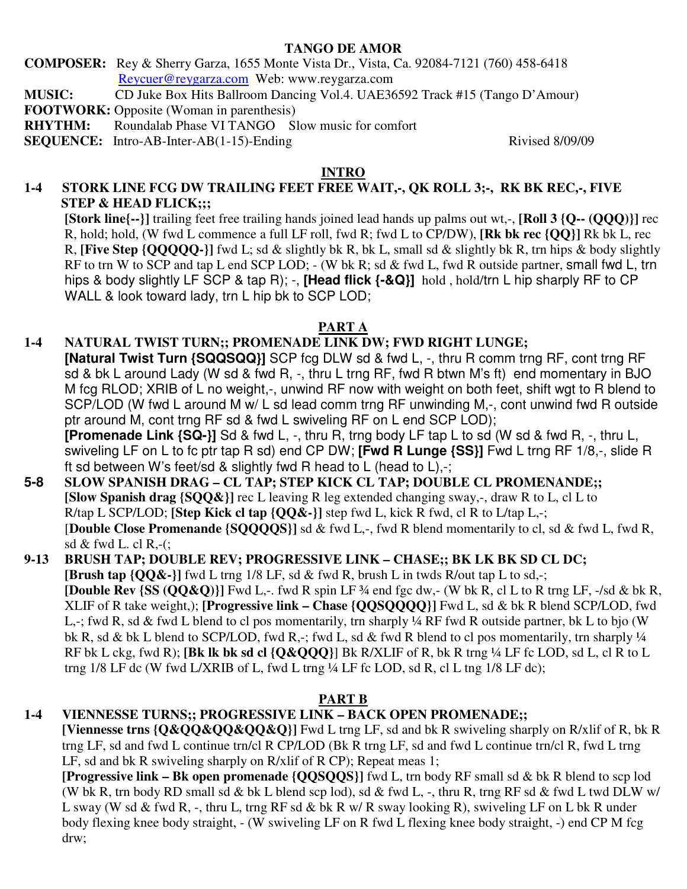**TANGO DE AMOR**

**COMPOSER:** Rey & Sherry Garza, 1655 Monte Vista Dr., Vista, Ca. 92084-7121 (760) 458-6418
Reycuer@reygarza.com Web: www.reygarza.com

**MUSIC:** CD Juke Box Hits Ballroom Dancing Vol.4. UAE36592 Track #15 (Tango D'Amour)

**FOOTWORK:** Opposite (Woman in parenthesis)

**RHYTHM:** Roundalab Phase VI TANGO Slow music for comfort

**SEQUENCE:** Intro-AB-Inter-AB(1-15)-Ending Rivised 8/09/09

## INTRO

**1-4 STORK LINE FCG DW TRAILING FEET FREE WAIT,-, QK ROLL 3;-, RK BK REC,-, FIVE STEP & HEAD FLICK;;;**

**[Stork line{--}]** trailing feet free trailing hands joined lead hands up palms out wt,-, **[Roll 3 {Q-- (QQQ)}]** rec R, hold; hold, (W fwd L commence a full LF roll, fwd R; fwd L to CP/DW), **[Rk bk rec {QQ}]** Rk bk L, rec R, **[Five Step {QQQQQ-}]** fwd L; sd & slightly bk R, bk L, small sd & slightly bk R, trn hips & body slightly RF to trn W to SCP and tap L end SCP LOD; - (W bk R; sd & fwd L, fwd R outside partner, small fwd L, trn hips & body slightly LF SCP & tap R); -, **[Head flick {-&Q}]** hold , hold/trn L hip sharply RF to CP WALL & look toward lady, trn L hip bk to SCP LOD;

## PART A

**1-4 NATURAL TWIST TURN;; PROMENADE LINK DW; FWD RIGHT LUNGE;**

**[Natural Twist Turn {SQQSQQ}]** SCP fcg DLW sd & fwd L, -, thru R comm trng RF, cont trng RF sd & bk L around Lady (W sd & fwd R, -, thru L trng RF, fwd R btwn M's ft) end momentary in BJO M fcg RLOD; XRIB of L no weight,-, unwind RF now with weight on both feet, shift wgt to R blend to SCP/LOD (W fwd L around M w/ L sd lead comm trng RF unwinding M,-, cont unwind fwd R outside ptr around M, cont trng RF sd & fwd L swiveling RF on L end SCP LOD);
**[Promenade Link {SQ-}]** Sd & fwd L, -, thru R, trng body LF tap L to sd (W sd & fwd R, -, thru L, swiveling LF on L to fc ptr tap R sd) end CP DW; **[Fwd R Lunge {SS}]** Fwd L trng RF 1/8,-, slide R ft sd between W's feet/sd & slightly fwd R head to L (head to L),-;

**5-8 SLOW SPANISH DRAG – CL TAP; STEP KICK CL TAP; DOUBLE CL PROMENANDE;;**

**[Slow Spanish drag {SQQ&}]** rec L leaving R leg extended changing sway,-, draw R to L, cl L to R/tap L SCP/LOD; **[Step Kick cl tap {QQ&-}]** step fwd L, kick R fwd, cl R to L/tap L,-;
[**Double Close Promenande {SQQQQS}]** sd & fwd L,-, fwd R blend momentarily to cl, sd & fwd L, fwd R, sd & fwd L. cl R,-(;

**9-13 BRUSH TAP; DOUBLE REV; PROGRESSIVE LINK – CHASE;; BK LK BK SD CL DC;**

**[Brush tap {QQ&-}]** fwd L trng 1/8 LF, sd & fwd R, brush L in twds R/out tap L to sd,-;
**[Double Rev {SS (QQ&Q)}]** Fwd L,-. fwd R spin LF ¾ end fgc dw,- (W bk R, cl L to R trng LF, -/sd & bk R, XLIF of R take weight,); **[Progressive link – Chase {QQSQQQQ}]** Fwd L, sd & bk R blend SCP/LOD, fwd L,-; fwd R, sd & fwd L blend to cl pos momentarily, trn sharply ¼ RF fwd R outside partner, bk L to bjo (W bk R, sd & bk L blend to SCP/LOD, fwd R,-; fwd L, sd & fwd R blend to cl pos momentarily, trn sharply ¼ RF bk L ckg, fwd R); **[Bk lk bk sd cl {Q&QQQ}]** Bk R/XLIF of R, bk R trng ¼ LF fc LOD, sd L, cl R to L trng 1/8 LF dc (W fwd L/XRIB of L, fwd L trng ¼ LF fc LOD, sd R, cl L tng 1/8 LF dc);

## PART B

**1-4 VIENNESSE TURNS;; PROGRESSIVE LINK – BACK OPEN PROMENADE;;**

**[Viennesse trns {Q&QQ&QQ&QQ&Q}]** Fwd L trng LF, sd and bk R swiveling sharply on R/xlif of R, bk R trng LF, sd and fwd L continue trn/cl R CP/LOD (Bk R trng LF, sd and fwd L continue trn/cl R, fwd L trng LF, sd and bk R swiveling sharply on R/xlif of R CP); Repeat meas 1;
**[Progressive link – Bk open promenade {QQSQQS}]** fwd L, trn body RF small sd & bk R blend to scp lod (W bk R, trn body RD small sd & bk L blend scp lod), sd & fwd L, -, thru R, trng RF sd & fwd L twd DLW w/ L sway (W sd & fwd R, -, thru L, trng RF sd & bk R w/ R sway looking R), swiveling LF on L bk R under body flexing knee body straight, - (W swiveling LF on R fwd L flexing knee body straight, -) end CP M fcg drw;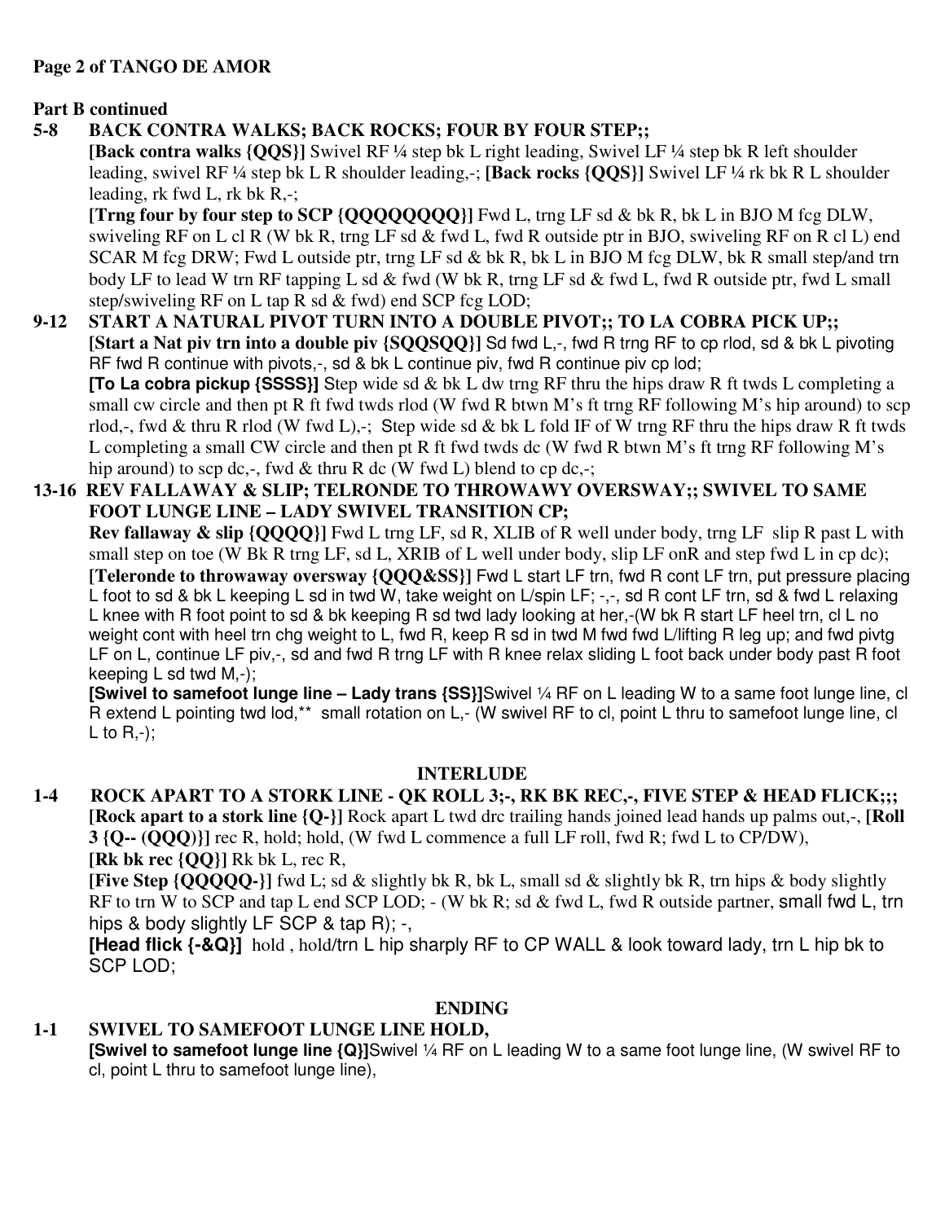**Page 2 of TANGO DE AMOR**

**Part B continued**

**5-8 BACK CONTRA WALKS; BACK ROCKS; FOUR BY FOUR STEP;;**

**[Back contra walks {QQS}]** Swivel RF ¼ step bk L right leading, Swivel LF ¼ step bk R left shoulder leading, swivel RF ¼ step bk L R shoulder leading,-; **[Back rocks {QQS}]** Swivel LF ¼ rk bk R L shoulder leading, rk fwd L, rk bk R,-;

**[Trng four by four step to SCP {QQQQQQQQ}]** Fwd L, trng LF sd & bk R, bk L in BJO M fcg DLW, swiveling RF on L cl R (W bk R, trng LF sd & fwd L, fwd R outside ptr in BJO, swiveling RF on R cl L) end SCAR M fcg DRW; Fwd L outside ptr, trng LF sd & bk R, bk L in BJO M fcg DLW, bk R small step/and trn body LF to lead W trn RF tapping L sd & fwd (W bk R, trng LF sd & fwd L, fwd R outside ptr, fwd L small step/swiveling RF on L tap R sd & fwd) end SCP fcg LOD;

**9-12 START A NATURAL PIVOT TURN INTO A DOUBLE PIVOT;; TO LA COBRA PICK UP;;**

**[Start a Nat piv trn into a double piv {SQQSQQ}]** Sd fwd L,-, fwd R trng RF to cp rlod, sd & bk L pivoting RF fwd R continue with pivots,-, sd & bk L continue piv, fwd R continue piv cp lod;

**[To La cobra pickup {SSSS}]** Step wide sd & bk L dw trng RF thru the hips draw R ft twds L completing a small cw circle and then pt R ft fwd twds rlod (W fwd R btwn M's ft trng RF following M's hip around) to scp rlod,-, fwd & thru R rlod (W fwd L),-; Step wide sd & bk L fold IF of W trng RF thru the hips draw R ft twds L completing a small CW circle and then pt R ft fwd twds dc (W fwd R btwn M's ft trng RF following M's hip around) to scp dc,-, fwd & thru R dc (W fwd L) blend to cp dc,-;

**13-16 REV FALLAWAY & SLIP; TELRONDE TO THROWAWY OVERSWAY;; SWIVEL TO SAME FOOT LUNGE LINE – LADY SWIVEL TRANSITION CP;**

**Rev fallaway & slip {QQQQ}]** Fwd L trng LF, sd R, XLIB of R well under body, trng LF slip R past L with small step on toe (W Bk R trng LF, sd L, XRIB of L well under body, slip LF onR and step fwd L in cp dc);

**[Teleronde to throwaway oversway {QQQ&SS}]** Fwd L start LF trn, fwd R cont LF trn, put pressure placing L foot to sd & bk L keeping L sd in twd W, take weight on L/spin LF; -,-, sd R cont LF trn, sd & fwd L relaxing L knee with R foot point to sd & bk keeping R sd twd lady looking at her,-(W bk R start LF heel trn, cl L no weight cont with heel trn chg weight to L, fwd R, keep R sd in twd M fwd fwd L/lifting R leg up; and fwd pivtg LF on L, continue LF piv,-, sd and fwd R trng LF with R knee relax sliding L foot back under body past R foot keeping L sd twd M,-);

**[Swivel to samefoot lunge line – Lady trans {SS}]**Swivel ¼ RF on L leading W to a same foot lunge line, cl R extend L pointing twd lod,** small rotation on L,- (W swivel RF to cl, point L thru to samefoot lunge line, cl L to R,-);

## INTERLUDE

**1-4 ROCK APART TO A STORK LINE - QK ROLL 3;-, RK BK REC,-, FIVE STEP & HEAD FLICK;;;**

**[Rock apart to a stork line {Q-}]** Rock apart L twd drc trailing hands joined lead hands up palms out,-, **[Roll 3 {Q-- (QQQ)}]** rec R, hold; hold, (W fwd L commence a full LF roll, fwd R; fwd L to CP/DW),

**[Rk bk rec {QQ}]** Rk bk L, rec R,

**[Five Step {QQQQQ-}]** fwd L; sd & slightly bk R, bk L, small sd & slightly bk R, trn hips & body slightly RF to trn W to SCP and tap L end SCP LOD; - (W bk R; sd & fwd L, fwd R outside partner, small fwd L, trn hips & body slightly LF SCP & tap R); -,

**[Head flick {-&Q}]** hold , hold/trn L hip sharply RF to CP WALL & look toward lady, trn L hip bk to SCP LOD;

## ENDING

**1-1 SWIVEL TO SAMEFOOT LUNGE LINE HOLD,**

**[Swivel to samefoot lunge line {Q}]**Swivel ¼ RF on L leading W to a same foot lunge line, (W swivel RF to cl, point L thru to samefoot lunge line),